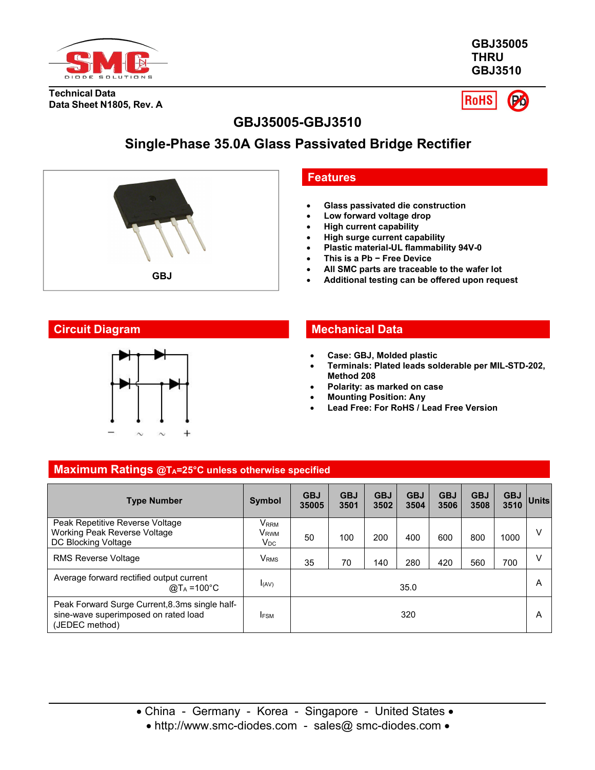GBJ35005
THRU
GBJ3510

Technical Data
Data Sheet N1805, Rev. A

# GBJ35005-GBJ3510

## Single-Phase 35.0A Glass Passivated Bridge Rectifier

GBJ

## Features

- Glass passivated die construction
- Low forward voltage drop
- High current capability
- High surge current capability
- Plastic material-UL flammability 94V-0
- This is a Pb − Free Device
- All SMC parts are traceable to the wafer lot
- Additional testing can be offered upon request

## Circuit Diagram

− ~ ~ +

## Mechanical Data

- Case: GBJ, Molded plastic
- Terminals: Plated leads solderable per MIL-STD-202, Method 208
- Polarity: as marked on case
- Mounting Position: Any
- Lead Free: For RoHS / Lead Free Version

## Maximum Ratings @$T_A$=25°C unless otherwise specified

| Type Number | Symbol | GBJ 35005 | GBJ 3501 | GBJ 3502 | GBJ 3504 | GBJ 3506 | GBJ 3508 | GBJ 3510 | Units |
|---|---|---|---|---|---|---|---|---|---|
| Peak Repetitive Reverse Voltage<br>Working Peak Reverse Voltage<br>DC Blocking Voltage | $V_{RRM}$<br>$V_{RWM}$<br>$V_{DC}$ | 50 | 100 | 200 | 400 | 600 | 800 | 1000 | V |
| RMS Reverse Voltage | $V_{RMS}$ | 35 | 70 | 140 | 280 | 420 | 560 | 700 | V |
| Average forward rectified output current @$T_A$ =100°C | $I_{(AV)}$ | 35.0 | | | | | | | A |
| Peak Forward Surge Current,8.3ms single half-sine-wave superimposed on rated load (JEDEC method) | $I_{FSM}$ | 320 | | | | | | | A |

• China - Germany - Korea - Singapore - United States •
• http://www.smc-diodes.com - sales@ smc-diodes.com •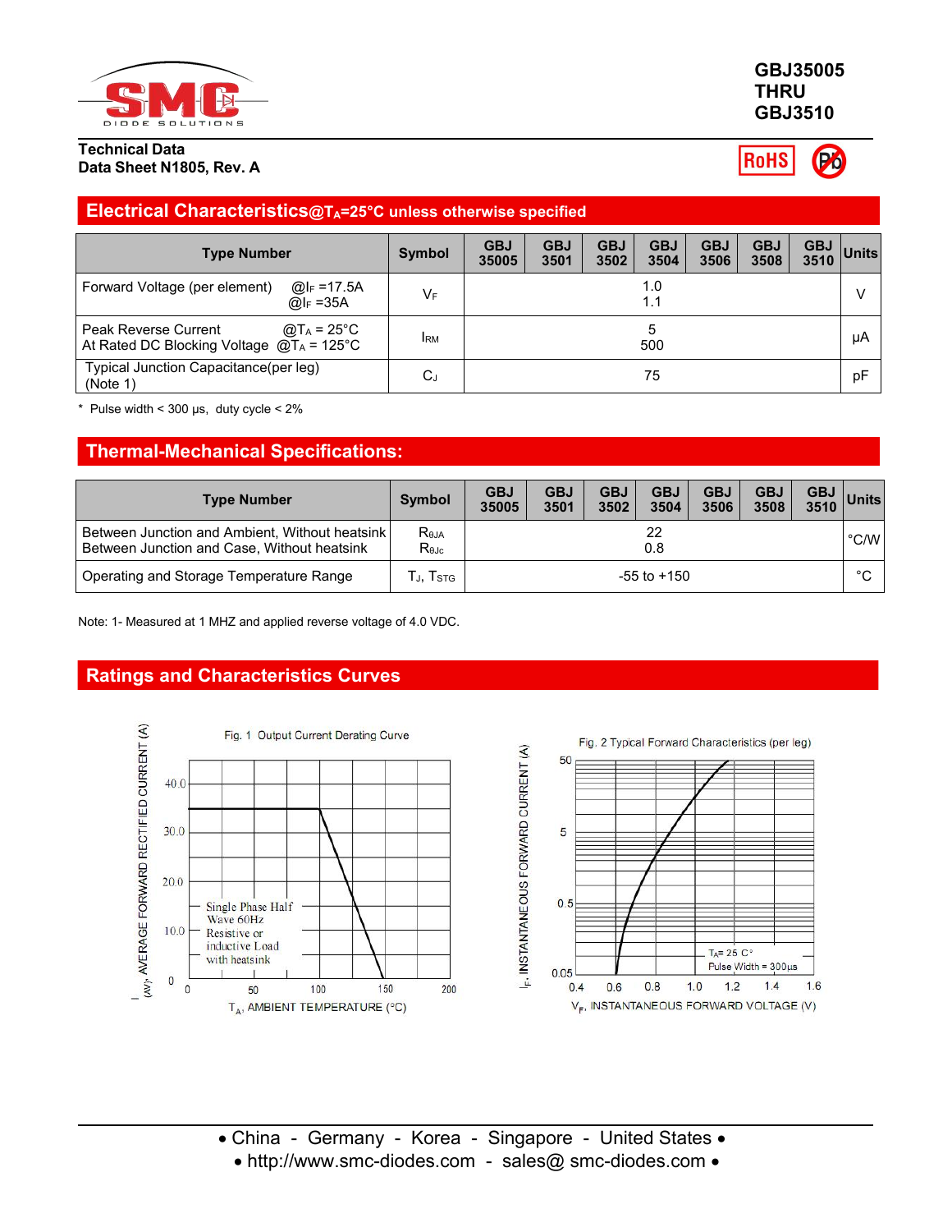GBJ35005
THRU
GBJ3510

**Technical Data**
**Data Sheet N1805, Rev. A**

## Electrical Characteristics@$T_A$=25°C unless otherwise specified

| Type Number | Symbol | GBJ 35005 | GBJ 3501 | GBJ 3502 | GBJ 3504 | GBJ 3506 | GBJ 3508 | GBJ 3510 | Units |
|---|---|---|---|---|---|---|---|---|---|
| Forward Voltage (per element) @$I_F$ =17.5A<br>@$I_F$ =35A | $V_F$ | 1.0<br>1.1 | | | | | | | V |
| Peak Reverse Current @$T_A$ = 25°C<br>At Rated DC Blocking Voltage @$T_A$ = 125°C | $I_{RM}$ | 5<br>500 | | | | | | | µA |
| Typical Junction Capacitance(per leg)<br>(Note 1) | $C_J$ | 75 | | | | | | | pF |

\* Pulse width < 300 µs, duty cycle < 2%

## Thermal-Mechanical Specifications:

| Type Number | Symbol | GBJ 35005 | GBJ 3501 | GBJ 3502 | GBJ 3504 | GBJ 3506 | GBJ 3508 | GBJ 3510 | Units |
|---|---|---|---|---|---|---|---|---|---|
| Between Junction and Ambient, Without heatsink<br>Between Junction and Case, Without heatsink | $R_{\theta JA}$<br>$R_{\theta Jc}$ | 22<br>0.8 | | | | | | | °C/W |
| Operating and Storage Temperature Range | $T_J$, $T_{STG}$ | -55 to +150 | | | | | | | °C |

Note: 1- Measured at 1 MHZ and applied reverse voltage of 4.0 VDC.

## Ratings and Characteristics Curves

Fig. 1 Output Current Derating Curve

Fig. 2 Typical Forward Characteristics (per leg)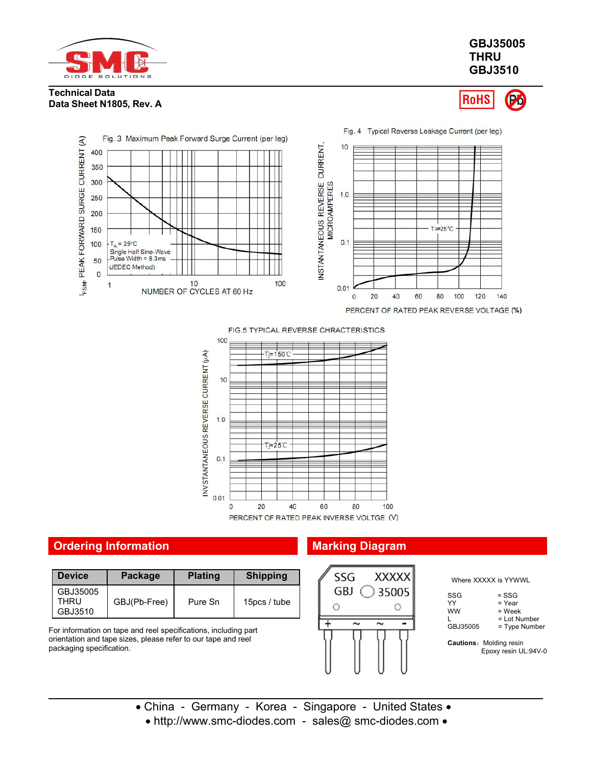# GBJ35005 THRU GBJ3510

**Technical Data**
**Data Sheet N1805, Rev. A**

RoHS

Fig. 3 Maximum Peak Forward Surge Current (per leg)

$I_{FSM}$, PEAK FORWARD SURGE CURRENT (A)

NUMBER OF CYCLES AT 60 Hz

$T_A$ = 25°C
Single Half Sine-Wave
Pulse Width = 8.3ms
(JEDEC Method)

Fig. 4 Typical Reverse Leakage Current (per leg)

INSTANTANEOUS REVERSE CURRENT, MICROAMPERES

TA=25°C

PERCENT OF RATED PEAK REVERSE VOLTAGE (%)

FIG.5 TYPICAL REVERSE CHRACTERISTICS

INVSTANTANEOUS REVERSE CURRENT (μA)

Tj=150°C

Tj=25°C

PERCENT OF RATED PEAK INVERSE VOLTGE (V)

## Ordering Information

| Device | Package | Plating | Shipping |
|---|---|---|---|
| GBJ35005 THRU GBJ3510 | GBJ(Pb-Free) | Pure Sn | 15pcs / tube |

For information on tape and reel specifications, including part orientation and tape sizes, please refer to our tape and reel packaging specification.

## Marking Diagram

SSG XXXXX
GBJ 35005

Where XXXXX is YYWWL

SSG = SSG
YY = Year
WW = Week
L = Lot Number
GBJ35005 = Type Number

**Cautions:** Molding resin
Epoxy resin UL:94V-0

• China - Germany - Korea - Singapore - United States •
• http://www.smc-diodes.com - sales@ smc-diodes.com •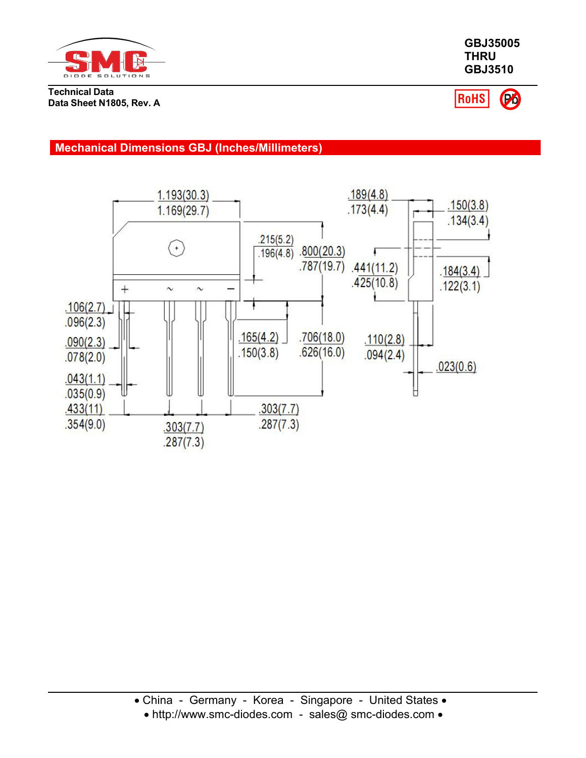GBJ35005
THRU
GBJ3510

**Technical Data**
**Data Sheet N1805, Rev. A**

## Mechanical Dimensions GBJ (Inches/Millimeters)

1.193(30.3)
1.169(29.7)

.189(4.8)
.173(4.4)

.150(3.8)
.134(3.4)

.215(5.2)
.196(4.8)

.800(20.3)
.787(19.7)

.441(11.2)
.425(10.8)

.184(3.4)
.122(3.1)

+ ~ ~ −

.106(2.7)
.096(2.3)

.090(2.3)
.078(2.0)

.165(4.2)
.150(3.8)

.706(18.0)
.626(16.0)

.110(2.8)
.094(2.4)

.023(0.6)

.043(1.1)
.035(0.9)

.433(11)
.354(9.0)

.303(7.7)
.287(7.3)

.303(7.7)
.287(7.3)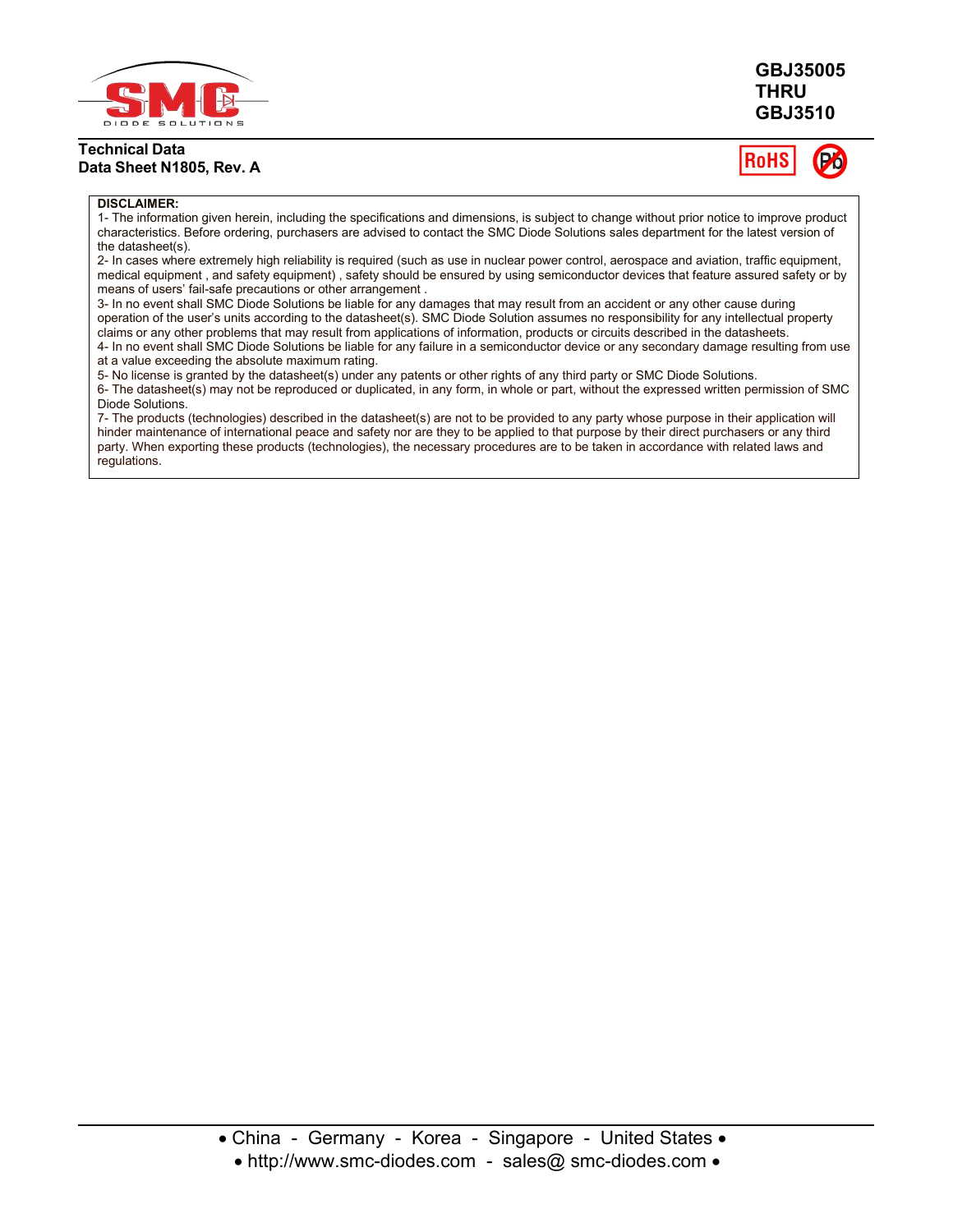**Technical Data**
**Data Sheet N1805, Rev. A**

**DISCLAIMER:**

1- The information given herein, including the specifications and dimensions, is subject to change without prior notice to improve product characteristics. Before ordering, purchasers are advised to contact the SMC Diode Solutions sales department for the latest version of the datasheet(s).
2- In cases where extremely high reliability is required (such as use in nuclear power control, aerospace and aviation, traffic equipment, medical equipment , and safety equipment) , safety should be ensured by using semiconductor devices that feature assured safety or by means of users' fail-safe precautions or other arrangement .
3- In no event shall SMC Diode Solutions be liable for any damages that may result from an accident or any other cause during operation of the user's units according to the datasheet(s). SMC Diode Solution assumes no responsibility for any intellectual property claims or any other problems that may result from applications of information, products or circuits described in the datasheets.
4- In no event shall SMC Diode Solutions be liable for any failure in a semiconductor device or any secondary damage resulting from use at a value exceeding the absolute maximum rating.
5- No license is granted by the datasheet(s) under any patents or other rights of any third party or SMC Diode Solutions.
6- The datasheet(s) may not be reproduced or duplicated, in any form, in whole or part, without the expressed written permission of SMC Diode Solutions.
7- The products (technologies) described in the datasheet(s) are not to be provided to any party whose purpose in their application will hinder maintenance of international peace and safety nor are they to be applied to that purpose by their direct purchasers or any third party. When exporting these products (technologies), the necessary procedures are to be taken in accordance with related laws and regulations.